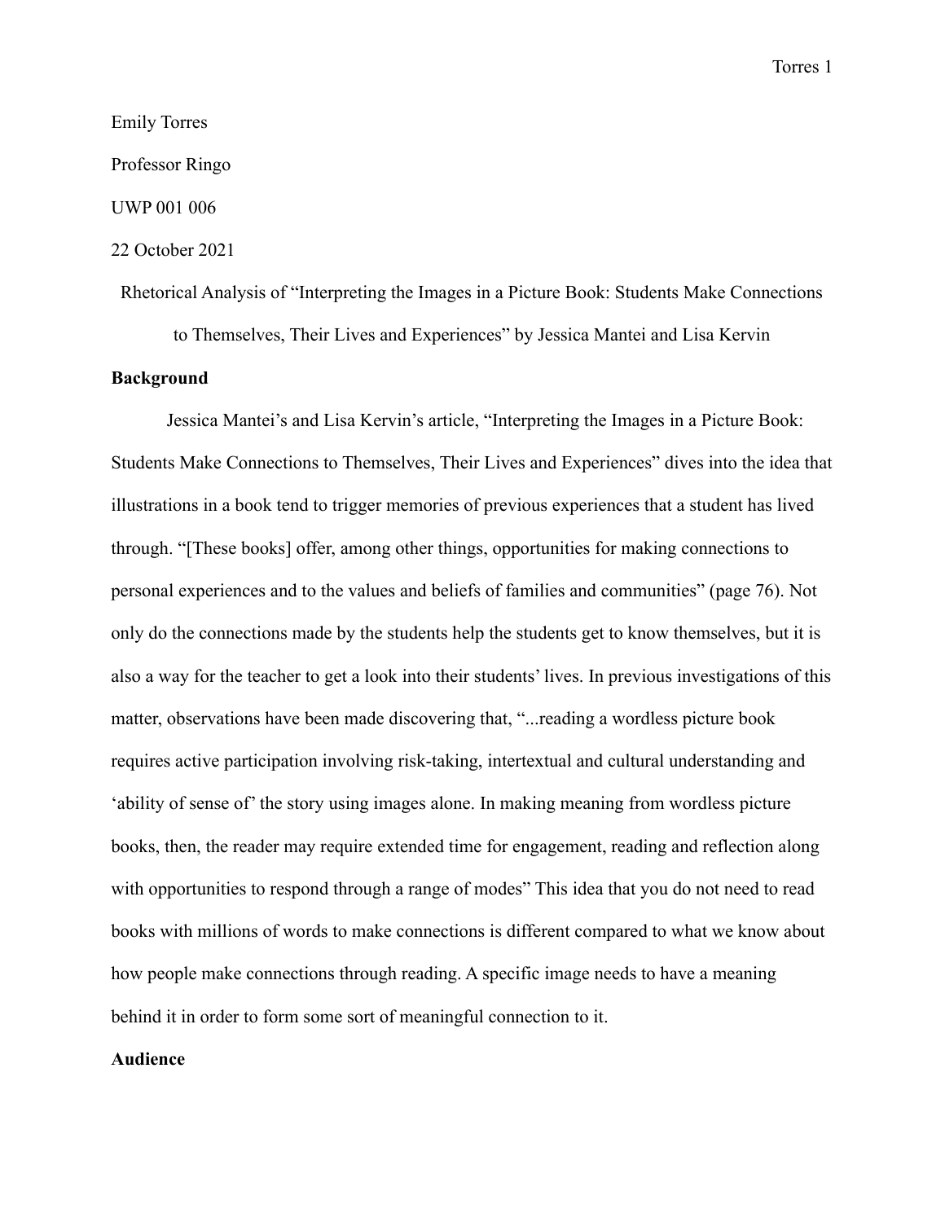Emily Torres

Professor Ringo

UWP 001 006

22 October 2021

Rhetorical Analysis of "Interpreting the Images in a Picture Book: Students Make Connections to Themselves, Their Lives and Experiences" by Jessica Mantei and Lisa Kervin

**Background**

Jessica Mantei's and Lisa Kervin's article, "Interpreting the Images in a Picture Book: Students Make Connections to Themselves, Their Lives and Experiences" dives into the idea that illustrations in a book tend to trigger memories of previous experiences that a student has lived through. "[These books] offer, among other things, opportunities for making connections to personal experiences and to the values and beliefs of families and communities" (page 76). Not only do the connections made by the students help the students get to know themselves, but it is also a way for the teacher to get a look into their students' lives. In previous investigations of this matter, observations have been made discovering that, "...reading a wordless picture book requires active participation involving risk-taking, intertextual and cultural understanding and 'ability of sense of' the story using images alone. In making meaning from wordless picture books, then, the reader may require extended time for engagement, reading and reflection along with opportunities to respond through a range of modes" This idea that you do not need to read books with millions of words to make connections is different compared to what we know about how people make connections through reading. A specific image needs to have a meaning behind it in order to form some sort of meaningful connection to it.

**Audience**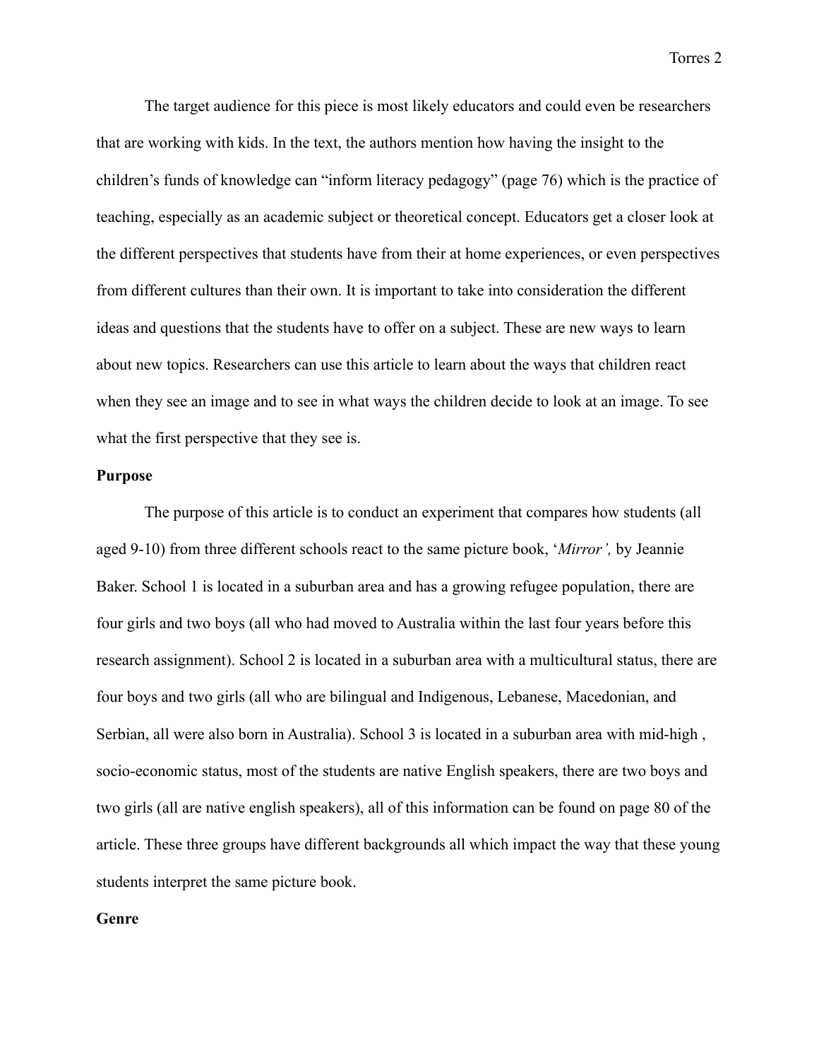The target audience for this piece is most likely educators and could even be researchers that are working with kids. In the text, the authors mention how having the insight to the children's funds of knowledge can "inform literacy pedagogy" (page 76) which is the practice of teaching, especially as an academic subject or theoretical concept. Educators get a closer look at the different perspectives that students have from their at home experiences, or even perspectives from different cultures than their own. It is important to take into consideration the different ideas and questions that the students have to offer on a subject. These are new ways to learn about new topics. Researchers can use this article to learn about the ways that children react when they see an image and to see in what ways the children decide to look at an image. To see what the first perspective that they see is.

**Purpose**

The purpose of this article is to conduct an experiment that compares how students (all aged 9-10) from three different schools react to the same picture book, '*Mirror',* by Jeannie Baker. School 1 is located in a suburban area and has a growing refugee population, there are four girls and two boys (all who had moved to Australia within the last four years before this research assignment). School 2 is located in a suburban area with a multicultural status, there are four boys and two girls (all who are bilingual and Indigenous, Lebanese, Macedonian, and Serbian, all were also born in Australia). School 3 is located in a suburban area with mid-high , socio-economic status, most of the students are native English speakers, there are two boys and two girls (all are native english speakers), all of this information can be found on page 80 of the article. These three groups have different backgrounds all which impact the way that these young students interpret the same picture book.

**Genre**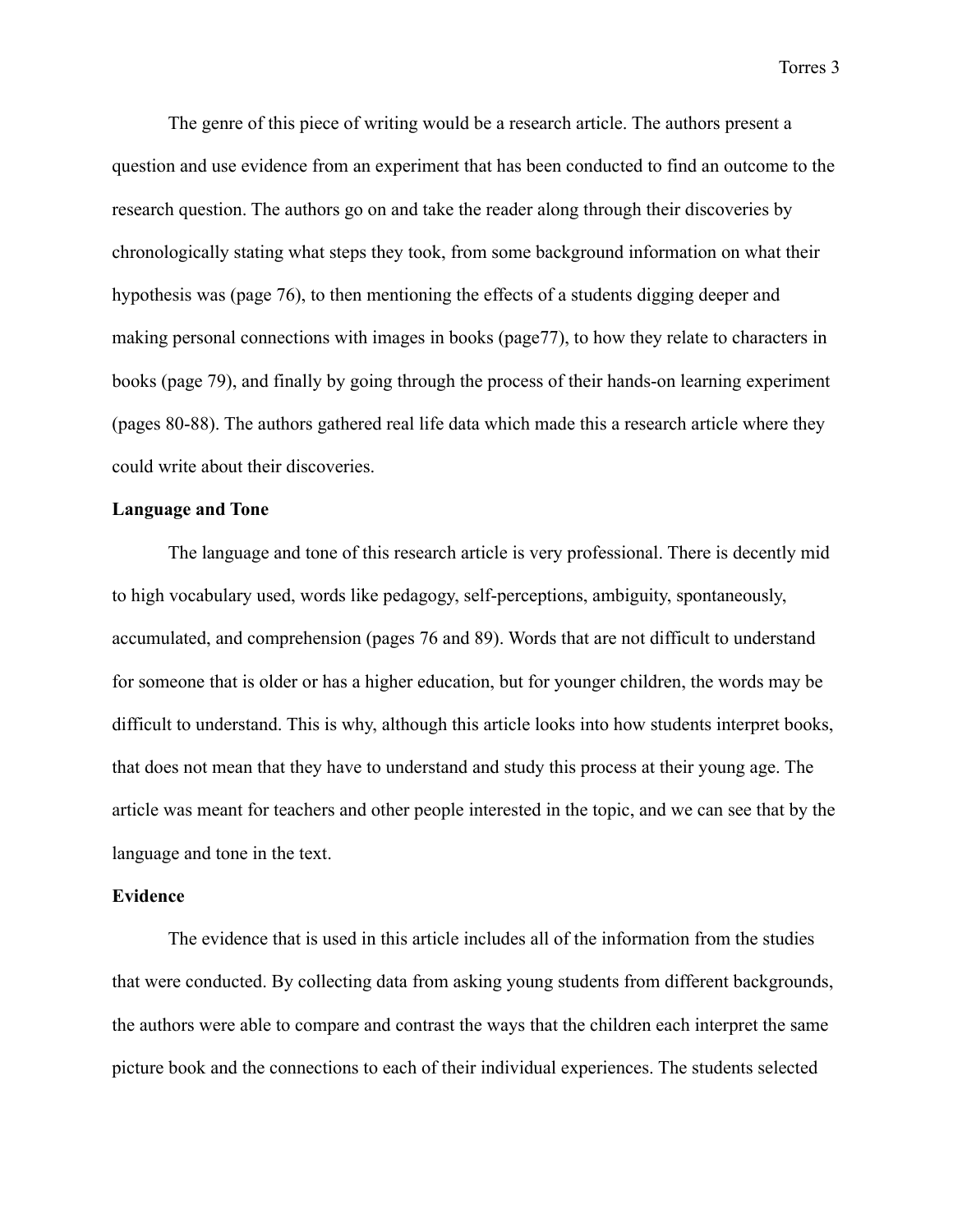The genre of this piece of writing would be a research article. The authors present a question and use evidence from an experiment that has been conducted to find an outcome to the research question. The authors go on and take the reader along through their discoveries by chronologically stating what steps they took, from some background information on what their hypothesis was (page 76), to then mentioning the effects of a students digging deeper and making personal connections with images in books (page77), to how they relate to characters in books (page 79), and finally by going through the process of their hands-on learning experiment (pages 80-88). The authors gathered real life data which made this a research article where they could write about their discoveries.

**Language and Tone**

The language and tone of this research article is very professional. There is decently mid to high vocabulary used, words like pedagogy, self-perceptions, ambiguity, spontaneously, accumulated, and comprehension (pages 76 and 89). Words that are not difficult to understand for someone that is older or has a higher education, but for younger children, the words may be difficult to understand. This is why, although this article looks into how students interpret books, that does not mean that they have to understand and study this process at their young age. The article was meant for teachers and other people interested in the topic, and we can see that by the language and tone in the text.

**Evidence**

The evidence that is used in this article includes all of the information from the studies that were conducted. By collecting data from asking young students from different backgrounds, the authors were able to compare and contrast the ways that the children each interpret the same picture book and the connections to each of their individual experiences. The students selected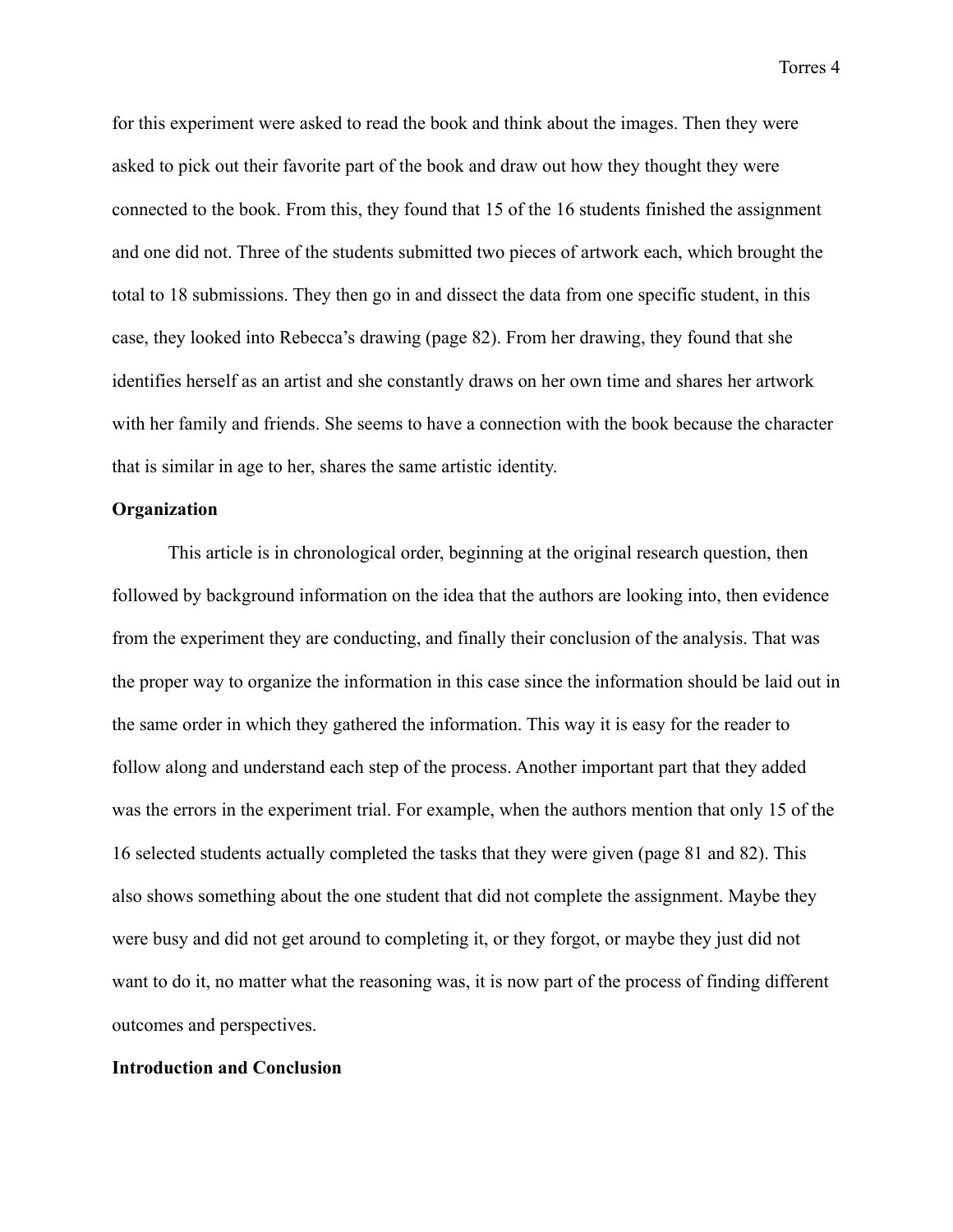for this experiment were asked to read the book and think about the images. Then they were asked to pick out their favorite part of the book and draw out how they thought they were connected to the book. From this, they found that 15 of the 16 students finished the assignment and one did not. Three of the students submitted two pieces of artwork each, which brought the total to 18 submissions. They then go in and dissect the data from one specific student, in this case, they looked into Rebecca's drawing (page 82). From her drawing, they found that she identifies herself as an artist and she constantly draws on her own time and shares her artwork with her family and friends. She seems to have a connection with the book because the character that is similar in age to her, shares the same artistic identity.

**Organization**

This article is in chronological order, beginning at the original research question, then followed by background information on the idea that the authors are looking into, then evidence from the experiment they are conducting, and finally their conclusion of the analysis. That was the proper way to organize the information in this case since the information should be laid out in the same order in which they gathered the information. This way it is easy for the reader to follow along and understand each step of the process. Another important part that they added was the errors in the experiment trial. For example, when the authors mention that only 15 of the 16 selected students actually completed the tasks that they were given (page 81 and 82). This also shows something about the one student that did not complete the assignment. Maybe they were busy and did not get around to completing it, or they forgot, or maybe they just did not want to do it, no matter what the reasoning was, it is now part of the process of finding different outcomes and perspectives.

**Introduction and Conclusion**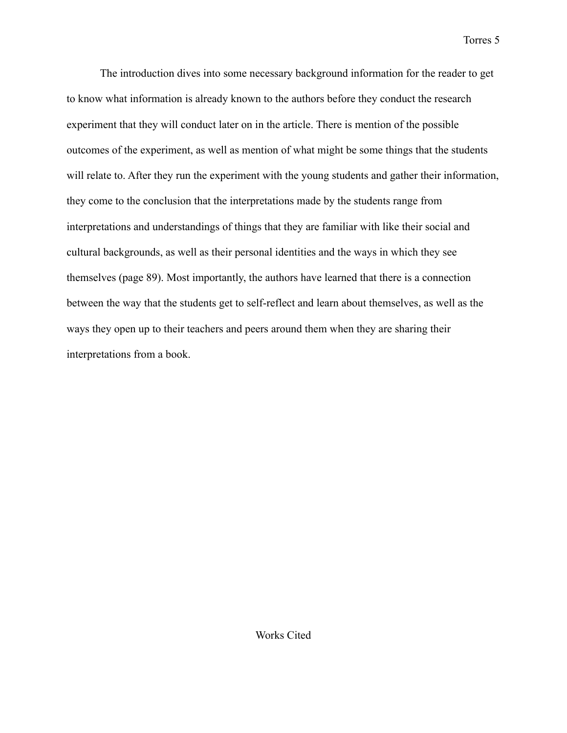The introduction dives into some necessary background information for the reader to get to know what information is already known to the authors before they conduct the research experiment that they will conduct later on in the article. There is mention of the possible outcomes of the experiment, as well as mention of what might be some things that the students will relate to. After they run the experiment with the young students and gather their information, they come to the conclusion that the interpretations made by the students range from interpretations and understandings of things that they are familiar with like their social and cultural backgrounds, as well as their personal identities and the ways in which they see themselves (page 89). Most importantly, the authors have learned that there is a connection between the way that the students get to self-reflect and learn about themselves, as well as the ways they open up to their teachers and peers around them when they are sharing their interpretations from a book.

## Works Cited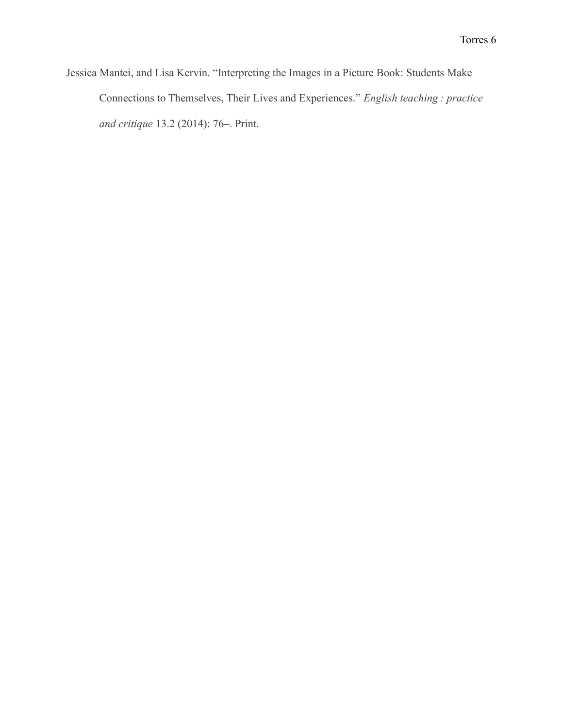Jessica Mantei, and Lisa Kervin. “Interpreting the Images in a Picture Book: Students Make Connections to Themselves, Their Lives and Experiences.” *English teaching : practice and critique* 13.2 (2014): 76–. Print.